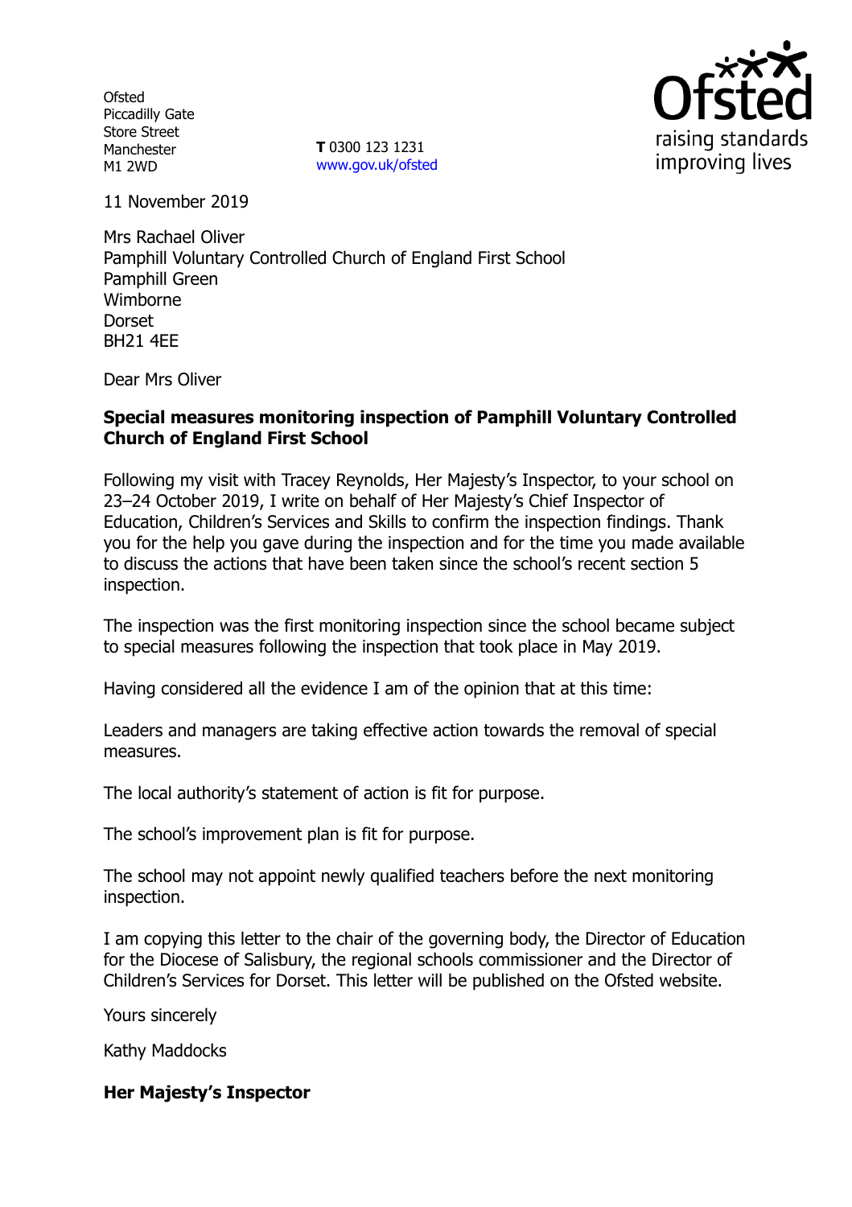Ofsted
Piccadilly Gate
Store Street
Manchester
M1 2WD

**T** 0300 123 1231
www.gov.uk/ofsted

11 November 2019

Mrs Rachael Oliver
Pamphill Voluntary Controlled Church of England First School
Pamphill Green
Wimborne
Dorset
BH21 4EE

Dear Mrs Oliver

**Special measures monitoring inspection of Pamphill Voluntary Controlled Church of England First School**

Following my visit with Tracey Reynolds, Her Majesty's Inspector, to your school on 23–24 October 2019, I write on behalf of Her Majesty's Chief Inspector of Education, Children's Services and Skills to confirm the inspection findings. Thank you for the help you gave during the inspection and for the time you made available to discuss the actions that have been taken since the school's recent section 5 inspection.

The inspection was the first monitoring inspection since the school became subject to special measures following the inspection that took place in May 2019.

Having considered all the evidence I am of the opinion that at this time:

Leaders and managers are taking effective action towards the removal of special measures.

The local authority's statement of action is fit for purpose.

The school's improvement plan is fit for purpose.

The school may not appoint newly qualified teachers before the next monitoring inspection.

I am copying this letter to the chair of the governing body, the Director of Education for the Diocese of Salisbury, the regional schools commissioner and the Director of Children's Services for Dorset. This letter will be published on the Ofsted website.

Yours sincerely

Kathy Maddocks

**Her Majesty's Inspector**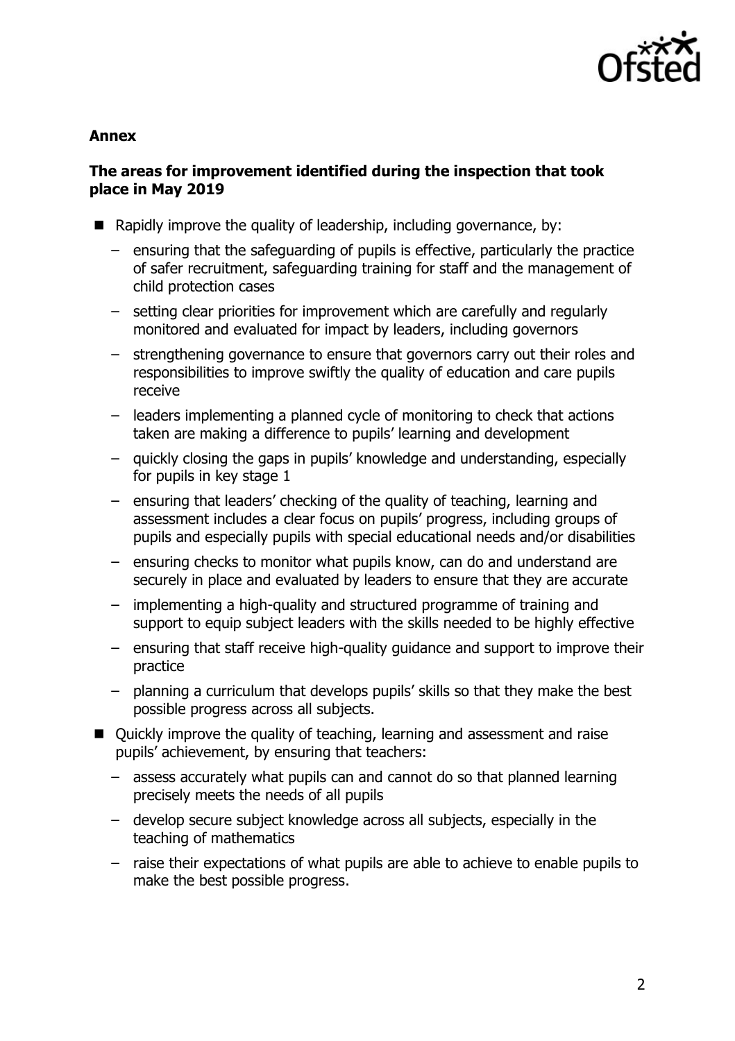## Annex

### The areas for improvement identified during the inspection that took place in May 2019

- Rapidly improve the quality of leadership, including governance, by:
  - ensuring that the safeguarding of pupils is effective, particularly the practice of safer recruitment, safeguarding training for staff and the management of child protection cases
  - setting clear priorities for improvement which are carefully and regularly monitored and evaluated for impact by leaders, including governors
  - strengthening governance to ensure that governors carry out their roles and responsibilities to improve swiftly the quality of education and care pupils receive
  - leaders implementing a planned cycle of monitoring to check that actions taken are making a difference to pupils' learning and development
  - quickly closing the gaps in pupils' knowledge and understanding, especially for pupils in key stage 1
  - ensuring that leaders' checking of the quality of teaching, learning and assessment includes a clear focus on pupils' progress, including groups of pupils and especially pupils with special educational needs and/or disabilities
  - ensuring checks to monitor what pupils know, can do and understand are securely in place and evaluated by leaders to ensure that they are accurate
  - implementing a high-quality and structured programme of training and support to equip subject leaders with the skills needed to be highly effective
  - ensuring that staff receive high-quality guidance and support to improve their practice
  - planning a curriculum that develops pupils' skills so that they make the best possible progress across all subjects.
- Quickly improve the quality of teaching, learning and assessment and raise pupils' achievement, by ensuring that teachers:
  - assess accurately what pupils can and cannot do so that planned learning precisely meets the needs of all pupils
  - develop secure subject knowledge across all subjects, especially in the teaching of mathematics
  - raise their expectations of what pupils are able to achieve to enable pupils to make the best possible progress.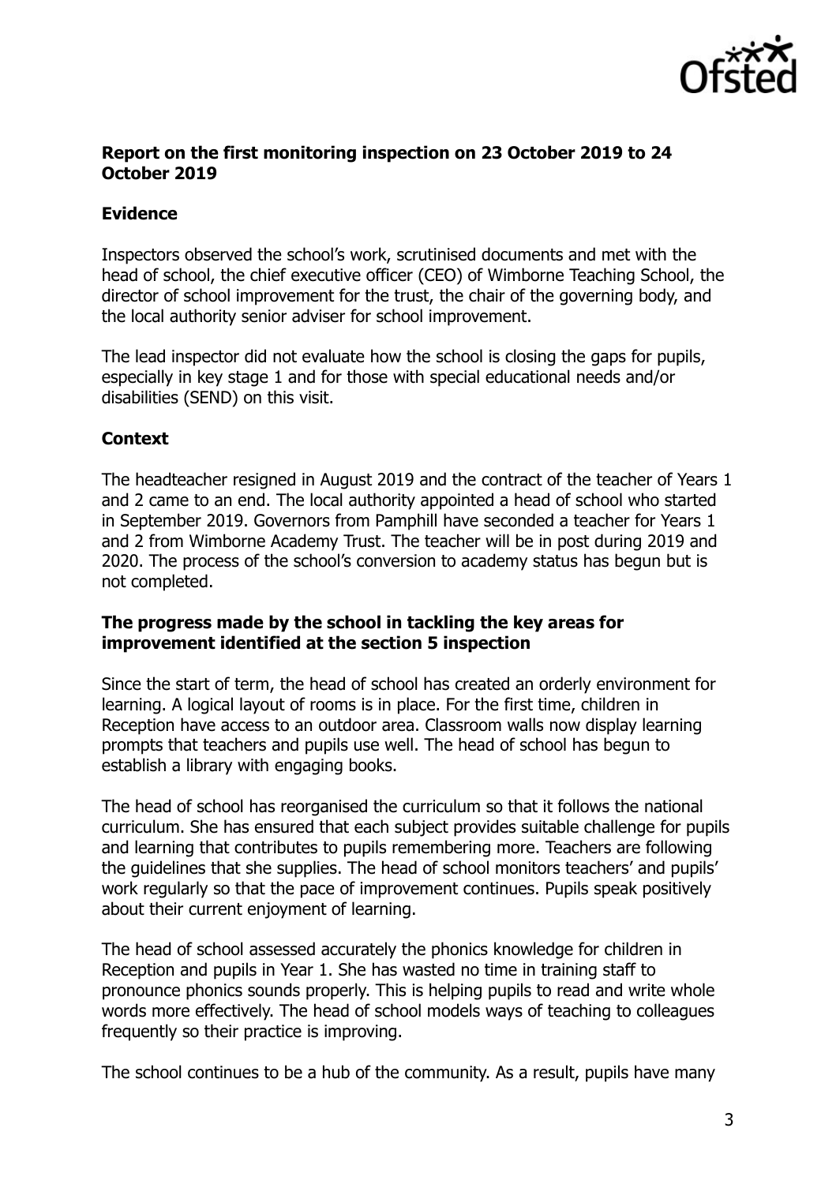### Report on the first monitoring inspection on 23 October 2019 to 24 October 2019

### Evidence

Inspectors observed the school's work, scrutinised documents and met with the head of school, the chief executive officer (CEO) of Wimborne Teaching School, the director of school improvement for the trust, the chair of the governing body, and the local authority senior adviser for school improvement.

The lead inspector did not evaluate how the school is closing the gaps for pupils, especially in key stage 1 and for those with special educational needs and/or disabilities (SEND) on this visit.

### Context

The headteacher resigned in August 2019 and the contract of the teacher of Years 1 and 2 came to an end. The local authority appointed a head of school who started in September 2019. Governors from Pamphill have seconded a teacher for Years 1 and 2 from Wimborne Academy Trust. The teacher will be in post during 2019 and 2020. The process of the school's conversion to academy status has begun but is not completed.

### The progress made by the school in tackling the key areas for improvement identified at the section 5 inspection

Since the start of term, the head of school has created an orderly environment for learning. A logical layout of rooms is in place. For the first time, children in Reception have access to an outdoor area. Classroom walls now display learning prompts that teachers and pupils use well. The head of school has begun to establish a library with engaging books.

The head of school has reorganised the curriculum so that it follows the national curriculum. She has ensured that each subject provides suitable challenge for pupils and learning that contributes to pupils remembering more. Teachers are following the guidelines that she supplies. The head of school monitors teachers' and pupils' work regularly so that the pace of improvement continues. Pupils speak positively about their current enjoyment of learning.

The head of school assessed accurately the phonics knowledge for children in Reception and pupils in Year 1. She has wasted no time in training staff to pronounce phonics sounds properly. This is helping pupils to read and write whole words more effectively. The head of school models ways of teaching to colleagues frequently so their practice is improving.

The school continues to be a hub of the community. As a result, pupils have many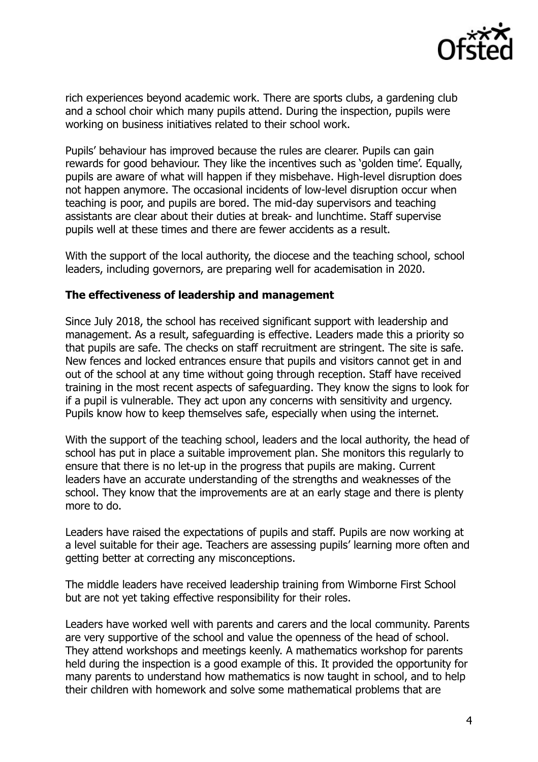rich experiences beyond academic work. There are sports clubs, a gardening club and a school choir which many pupils attend. During the inspection, pupils were working on business initiatives related to their school work.

Pupils' behaviour has improved because the rules are clearer. Pupils can gain rewards for good behaviour. They like the incentives such as 'golden time'. Equally, pupils are aware of what will happen if they misbehave. High-level disruption does not happen anymore. The occasional incidents of low-level disruption occur when teaching is poor, and pupils are bored. The mid-day supervisors and teaching assistants are clear about their duties at break- and lunchtime. Staff supervise pupils well at these times and there are fewer accidents as a result.

With the support of the local authority, the diocese and the teaching school, school leaders, including governors, are preparing well for academisation in 2020.

**The effectiveness of leadership and management**

Since July 2018, the school has received significant support with leadership and management. As a result, safeguarding is effective. Leaders made this a priority so that pupils are safe. The checks on staff recruitment are stringent. The site is safe. New fences and locked entrances ensure that pupils and visitors cannot get in and out of the school at any time without going through reception. Staff have received training in the most recent aspects of safeguarding. They know the signs to look for if a pupil is vulnerable. They act upon any concerns with sensitivity and urgency. Pupils know how to keep themselves safe, especially when using the internet.

With the support of the teaching school, leaders and the local authority, the head of school has put in place a suitable improvement plan. She monitors this regularly to ensure that there is no let-up in the progress that pupils are making. Current leaders have an accurate understanding of the strengths and weaknesses of the school. They know that the improvements are at an early stage and there is plenty more to do.

Leaders have raised the expectations of pupils and staff. Pupils are now working at a level suitable for their age. Teachers are assessing pupils' learning more often and getting better at correcting any misconceptions.

The middle leaders have received leadership training from Wimborne First School but are not yet taking effective responsibility for their roles.

Leaders have worked well with parents and carers and the local community. Parents are very supportive of the school and value the openness of the head of school. They attend workshops and meetings keenly. A mathematics workshop for parents held during the inspection is a good example of this. It provided the opportunity for many parents to understand how mathematics is now taught in school, and to help their children with homework and solve some mathematical problems that are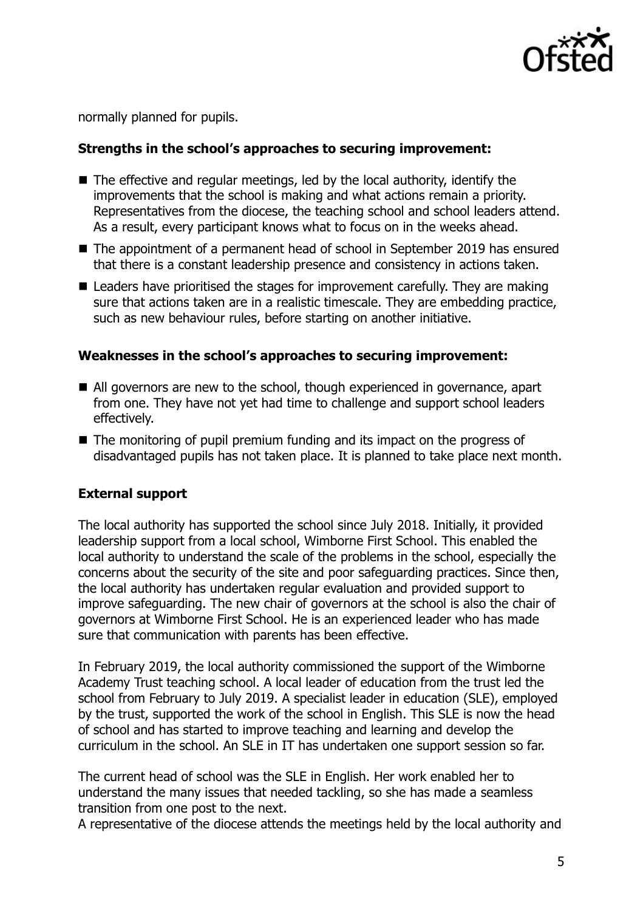normally planned for pupils.

**Strengths in the school's approaches to securing improvement:**

- The effective and regular meetings, led by the local authority, identify the improvements that the school is making and what actions remain a priority. Representatives from the diocese, the teaching school and school leaders attend. As a result, every participant knows what to focus on in the weeks ahead.
- The appointment of a permanent head of school in September 2019 has ensured that there is a constant leadership presence and consistency in actions taken.
- Leaders have prioritised the stages for improvement carefully. They are making sure that actions taken are in a realistic timescale. They are embedding practice, such as new behaviour rules, before starting on another initiative.

**Weaknesses in the school's approaches to securing improvement:**

- All governors are new to the school, though experienced in governance, apart from one. They have not yet had time to challenge and support school leaders effectively.
- The monitoring of pupil premium funding and its impact on the progress of disadvantaged pupils has not taken place. It is planned to take place next month.

**External support**

The local authority has supported the school since July 2018. Initially, it provided leadership support from a local school, Wimborne First School. This enabled the local authority to understand the scale of the problems in the school, especially the concerns about the security of the site and poor safeguarding practices. Since then, the local authority has undertaken regular evaluation and provided support to improve safeguarding. The new chair of governors at the school is also the chair of governors at Wimborne First School. He is an experienced leader who has made sure that communication with parents has been effective.

In February 2019, the local authority commissioned the support of the Wimborne Academy Trust teaching school. A local leader of education from the trust led the school from February to July 2019. A specialist leader in education (SLE), employed by the trust, supported the work of the school in English. This SLE is now the head of school and has started to improve teaching and learning and develop the curriculum in the school. An SLE in IT has undertaken one support session so far.

The current head of school was the SLE in English. Her work enabled her to understand the many issues that needed tackling, so she has made a seamless transition from one post to the next.

A representative of the diocese attends the meetings held by the local authority and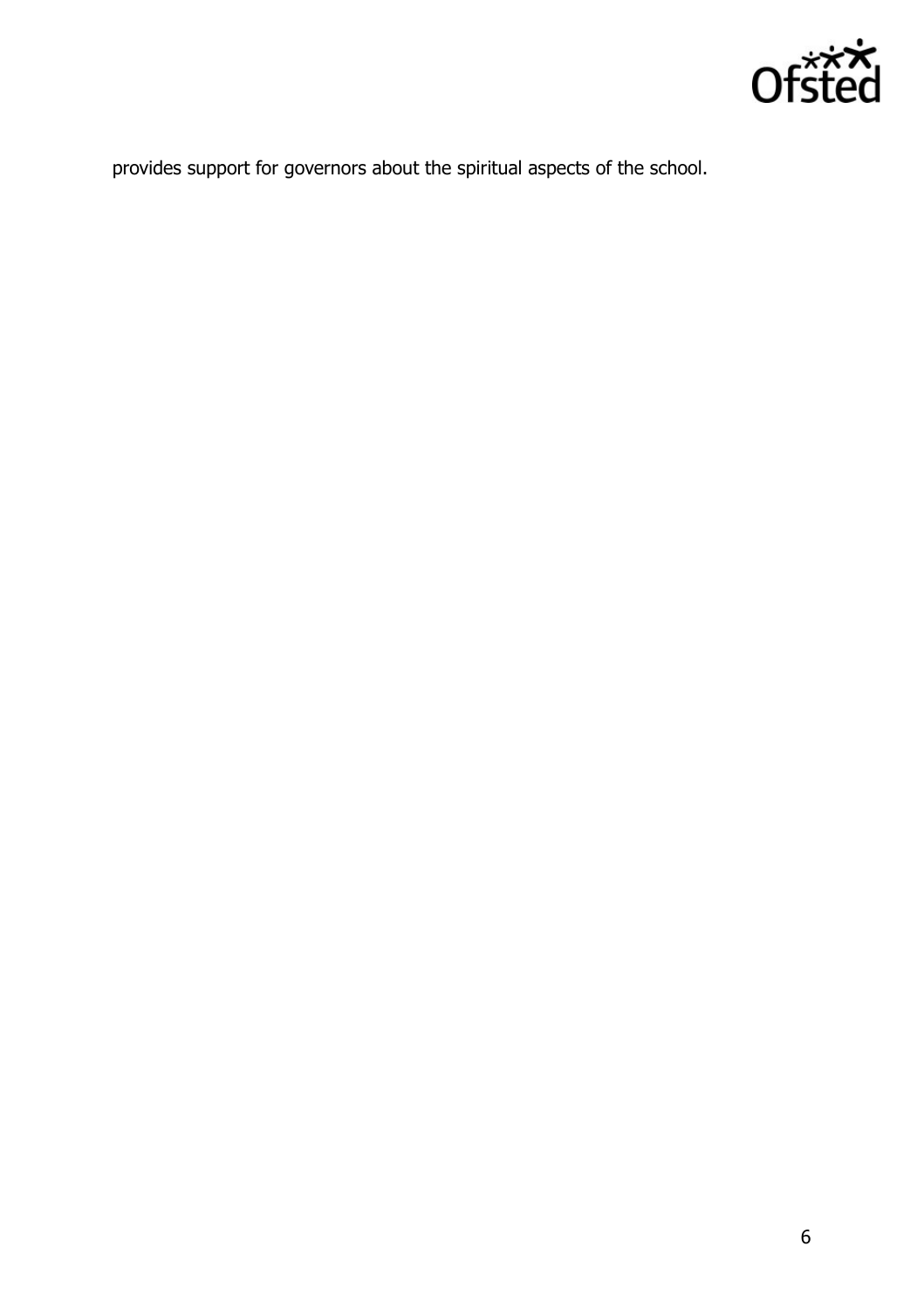provides support for governors about the spiritual aspects of the school.